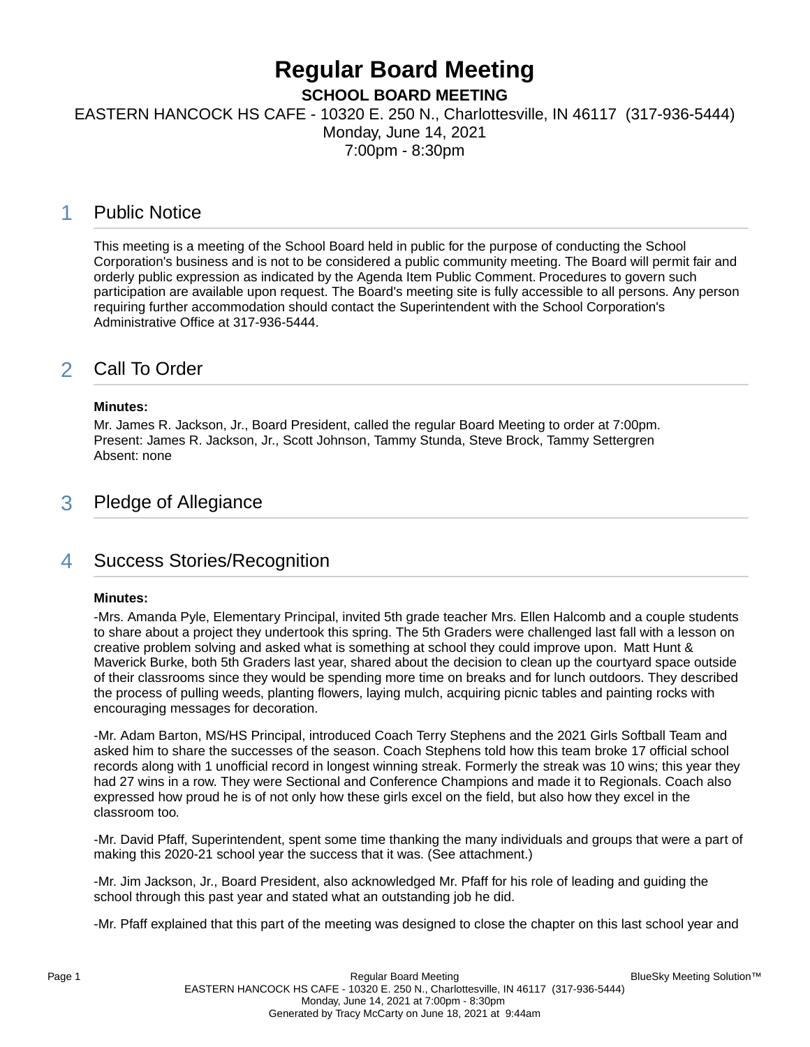# Regular Board Meeting

## SCHOOL BOARD MEETING

EASTERN HANCOCK HS CAFE - 10320 E. 250 N., Charlottesville, IN 46117 (317-936-5444)
Monday, June 14, 2021
7:00pm - 8:30pm

## 1 Public Notice

This meeting is a meeting of the School Board held in public for the purpose of conducting the School Corporation's business and is not to be considered a public community meeting. The Board will permit fair and orderly public expression as indicated by the Agenda Item Public Comment. Procedures to govern such participation are available upon request. The Board's meeting site is fully accessible to all persons. Any person requiring further accommodation should contact the Superintendent with the School Corporation's Administrative Office at 317-936-5444.

## 2 Call To Order

**Minutes:**

Mr. James R. Jackson, Jr., Board President, called the regular Board Meeting to order at 7:00pm.
Present: James R. Jackson, Jr., Scott Johnson, Tammy Stunda, Steve Brock, Tammy Settergren
Absent: none

## 3 Pledge of Allegiance

## 4 Success Stories/Recognition

**Minutes:**

-Mrs. Amanda Pyle, Elementary Principal, invited 5th grade teacher Mrs. Ellen Halcomb and a couple students to share about a project they undertook this spring. The 5th Graders were challenged last fall with a lesson on creative problem solving and asked what is something at school they could improve upon. Matt Hunt & Maverick Burke, both 5th Graders last year, shared about the decision to clean up the courtyard space outside of their classrooms since they would be spending more time on breaks and for lunch outdoors. They described the process of pulling weeds, planting flowers, laying mulch, acquiring picnic tables and painting rocks with encouraging messages for decoration.

-Mr. Adam Barton, MS/HS Principal, introduced Coach Terry Stephens and the 2021 Girls Softball Team and asked him to share the successes of the season. Coach Stephens told how this team broke 17 official school records along with 1 unofficial record in longest winning streak. Formerly the streak was 10 wins; this year they had 27 wins in a row. They were Sectional and Conference Champions and made it to Regionals. Coach also expressed how proud he is of not only how these girls excel on the field, but also how they excel in the classroom too.

-Mr. David Pfaff, Superintendent, spent some time thanking the many individuals and groups that were a part of making this 2020-21 school year the success that it was. (See attachment.)

-Mr. Jim Jackson, Jr., Board President, also acknowledged Mr. Pfaff for his role of leading and guiding the school through this past year and stated what an outstanding job he did.

-Mr. Pfaff explained that this part of the meeting was designed to close the chapter on this last school year and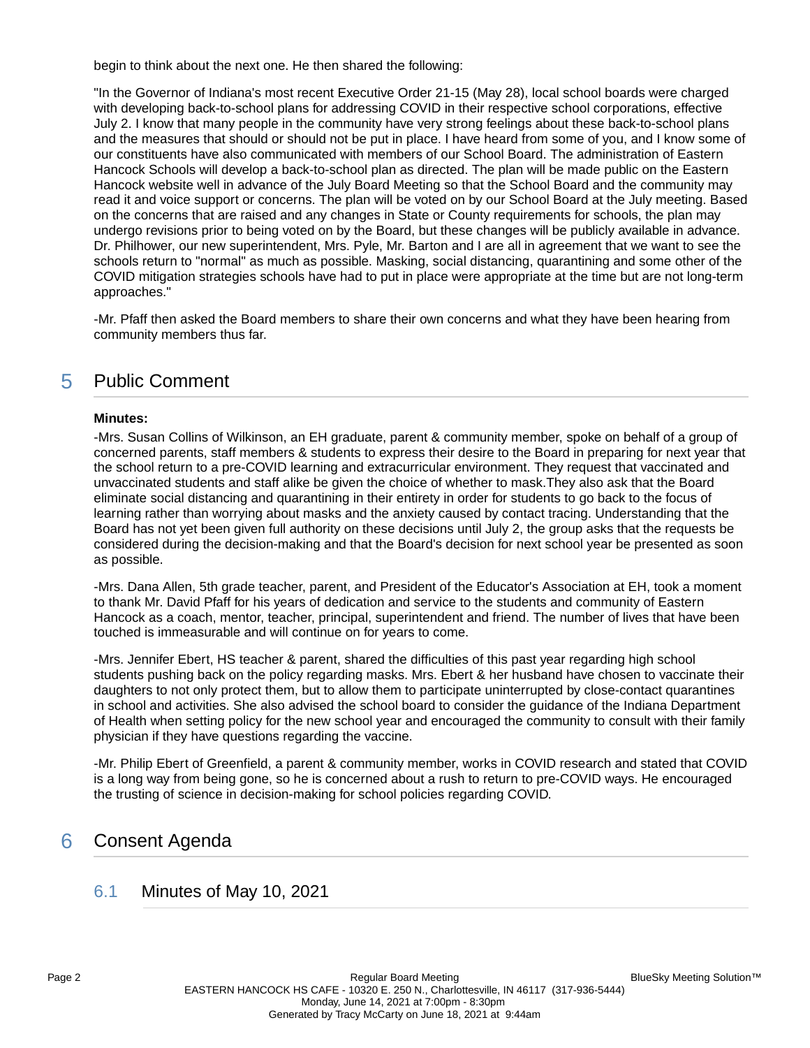begin to think about the next one. He then shared the following:

"In the Governor of Indiana's most recent Executive Order 21-15 (May 28), local school boards were charged with developing back-to-school plans for addressing COVID in their respective school corporations, effective July 2. I know that many people in the community have very strong feelings about these back-to-school plans and the measures that should or should not be put in place. I have heard from some of you, and I know some of our constituents have also communicated with members of our School Board. The administration of Eastern Hancock Schools will develop a back-to-school plan as directed. The plan will be made public on the Eastern Hancock website well in advance of the July Board Meeting so that the School Board and the community may read it and voice support or concerns. The plan will be voted on by our School Board at the July meeting. Based on the concerns that are raised and any changes in State or County requirements for schools, the plan may undergo revisions prior to being voted on by the Board, but these changes will be publicly available in advance. Dr. Philhower, our new superintendent, Mrs. Pyle, Mr. Barton and I are all in agreement that we want to see the schools return to "normal" as much as possible. Masking, social distancing, quarantining and some other of the COVID mitigation strategies schools have had to put in place were appropriate at the time but are not long-term approaches."

-Mr. Pfaff then asked the Board members to share their own concerns and what they have been hearing from community members thus far.

## 5 Public Comment

**Minutes:**

-Mrs. Susan Collins of Wilkinson, an EH graduate, parent & community member, spoke on behalf of a group of concerned parents, staff members & students to express their desire to the Board in preparing for next year that the school return to a pre-COVID learning and extracurricular environment. They request that vaccinated and unvaccinated students and staff alike be given the choice of whether to mask.They also ask that the Board eliminate social distancing and quarantining in their entirety in order for students to go back to the focus of learning rather than worrying about masks and the anxiety caused by contact tracing. Understanding that the Board has not yet been given full authority on these decisions until July 2, the group asks that the requests be considered during the decision-making and that the Board's decision for next school year be presented as soon as possible.

-Mrs. Dana Allen, 5th grade teacher, parent, and President of the Educator's Association at EH, took a moment to thank Mr. David Pfaff for his years of dedication and service to the students and community of Eastern Hancock as a coach, mentor, teacher, principal, superintendent and friend. The number of lives that have been touched is immeasurable and will continue on for years to come.

-Mrs. Jennifer Ebert, HS teacher & parent, shared the difficulties of this past year regarding high school students pushing back on the policy regarding masks. Mrs. Ebert & her husband have chosen to vaccinate their daughters to not only protect them, but to allow them to participate uninterrupted by close-contact quarantines in school and activities. She also advised the school board to consider the guidance of the Indiana Department of Health when setting policy for the new school year and encouraged the community to consult with their family physician if they have questions regarding the vaccine.

-Mr. Philip Ebert of Greenfield, a parent & community member, works in COVID research and stated that COVID is a long way from being gone, so he is concerned about a rush to return to pre-COVID ways. He encouraged the trusting of science in decision-making for school policies regarding COVID.

## 6 Consent Agenda

### 6.1 Minutes of May 10, 2021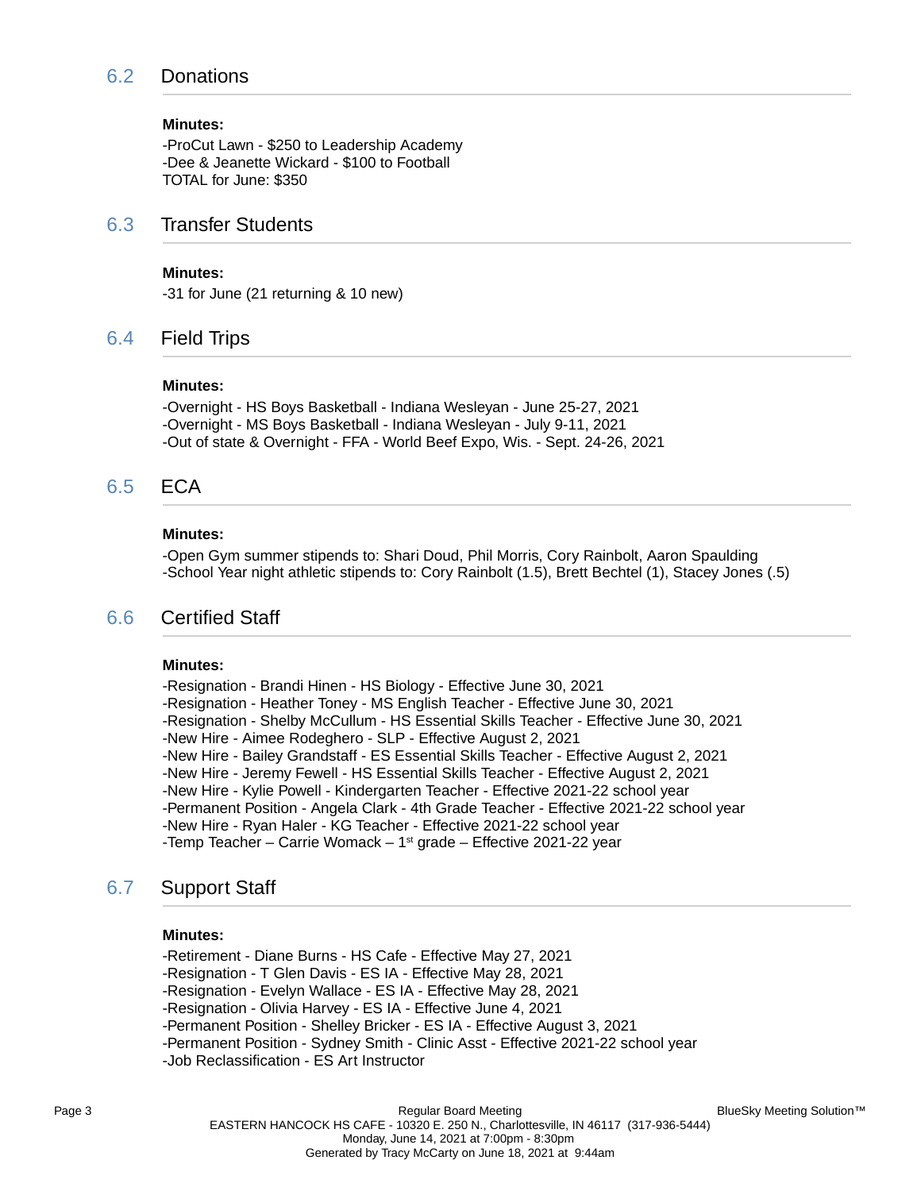## 6.2 Donations

**Minutes:**

-ProCut Lawn - $250 to Leadership Academy
-Dee & Jeanette Wickard - $100 to Football
TOTAL for June: $350

## 6.3 Transfer Students

**Minutes:**

-31 for June (21 returning & 10 new)

## 6.4 Field Trips

**Minutes:**

-Overnight - HS Boys Basketball - Indiana Wesleyan - June 25-27, 2021
-Overnight - MS Boys Basketball - Indiana Wesleyan - July 9-11, 2021
-Out of state & Overnight - FFA - World Beef Expo, Wis. - Sept. 24-26, 2021

## 6.5 ECA

**Minutes:**

-Open Gym summer stipends to: Shari Doud, Phil Morris, Cory Rainbolt, Aaron Spaulding
-School Year night athletic stipends to: Cory Rainbolt (1.5), Brett Bechtel (1), Stacey Jones (.5)

## 6.6 Certified Staff

**Minutes:**

-Resignation - Brandi Hinen - HS Biology - Effective June 30, 2021
-Resignation - Heather Toney - MS English Teacher - Effective June 30, 2021
-Resignation - Shelby McCullum - HS Essential Skills Teacher - Effective June 30, 2021
-New Hire - Aimee Rodeghero - SLP - Effective August 2, 2021
-New Hire - Bailey Grandstaff - ES Essential Skills Teacher - Effective August 2, 2021
-New Hire - Jeremy Fewell - HS Essential Skills Teacher - Effective August 2, 2021
-New Hire - Kylie Powell - Kindergarten Teacher - Effective 2021-22 school year
-Permanent Position - Angela Clark - 4th Grade Teacher - Effective 2021-22 school year
-New Hire - Ryan Haler - KG Teacher - Effective 2021-22 school year
-Temp Teacher – Carrie Womack – 1st grade – Effective 2021-22 year

## 6.7 Support Staff

**Minutes:**

-Retirement - Diane Burns - HS Cafe - Effective May 27, 2021
-Resignation - T Glen Davis - ES IA - Effective May 28, 2021
-Resignation - Evelyn Wallace - ES IA - Effective May 28, 2021
-Resignation - Olivia Harvey - ES IA - Effective June 4, 2021
-Permanent Position - Shelley Bricker - ES IA - Effective August 3, 2021
-Permanent Position - Sydney Smith - Clinic Asst - Effective 2021-22 school year
-Job Reclassification - ES Art Instructor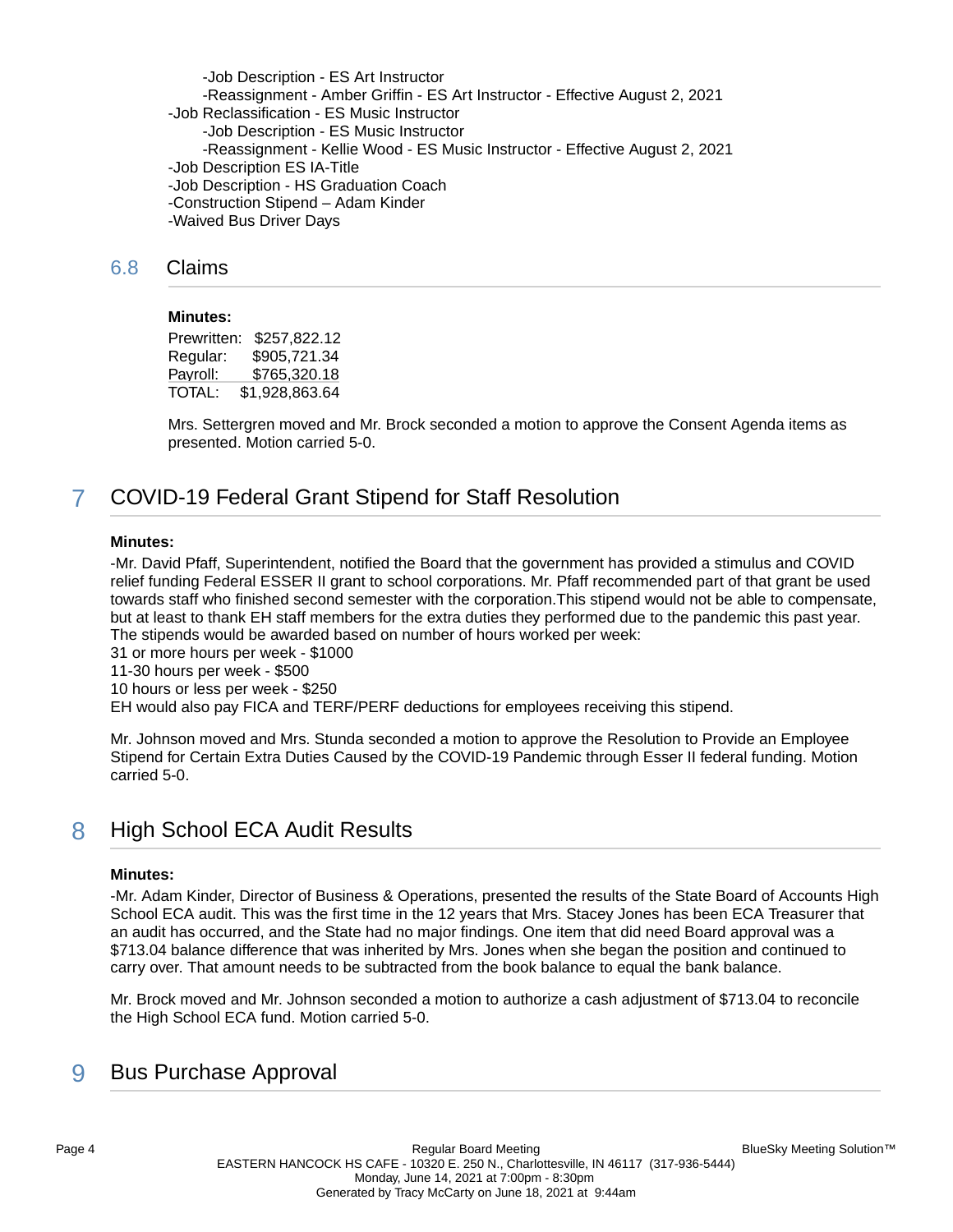- -Job Description - ES Art Instructor
    - -Reassignment - Amber Griffin - ES Art Instructor - Effective August 2, 2021
- -Job Reclassification - ES Music Instructor
    - -Job Description - ES Music Instructor
    - -Reassignment - Kellie Wood - ES Music Instructor - Effective August 2, 2021
- -Job Description ES IA-Title
- -Job Description - HS Graduation Coach
- -Construction Stipend – Adam Kinder
- -Waived Bus Driver Days

### 6.8 Claims

**Minutes:**

| | |
|---|---|
| Prewritten: | $257,822.12 |
| Regular: | $905,721.34 |
| Payroll: | $765,320.18 |
| TOTAL: | $1,928,863.64 |

Mrs. Settergren moved and Mr. Brock seconded a motion to approve the Consent Agenda items as presented. Motion carried 5-0.

## 7 COVID-19 Federal Grant Stipend for Staff Resolution

**Minutes:**

-Mr. David Pfaff, Superintendent, notified the Board that the government has provided a stimulus and COVID relief funding Federal ESSER II grant to school corporations. Mr. Pfaff recommended part of that grant be used towards staff who finished second semester with the corporation.This stipend would not be able to compensate, but at least to thank EH staff members for the extra duties they performed due to the pandemic this past year. The stipends would be awarded based on number of hours worked per week:
31 or more hours per week - $1000
11-30 hours per week - $500
10 hours or less per week - $250
EH would also pay FICA and TERF/PERF deductions for employees receiving this stipend.

Mr. Johnson moved and Mrs. Stunda seconded a motion to approve the Resolution to Provide an Employee Stipend for Certain Extra Duties Caused by the COVID-19 Pandemic through Esser II federal funding. Motion carried 5-0.

## 8 High School ECA Audit Results

**Minutes:**

-Mr. Adam Kinder, Director of Business & Operations, presented the results of the State Board of Accounts High School ECA audit. This was the first time in the 12 years that Mrs. Stacey Jones has been ECA Treasurer that an audit has occurred, and the State had no major findings. One item that did need Board approval was a $713.04 balance difference that was inherited by Mrs. Jones when she began the position and continued to carry over. That amount needs to be subtracted from the book balance to equal the bank balance.

Mr. Brock moved and Mr. Johnson seconded a motion to authorize a cash adjustment of $713.04 to reconcile the High School ECA fund. Motion carried 5-0.

## 9 Bus Purchase Approval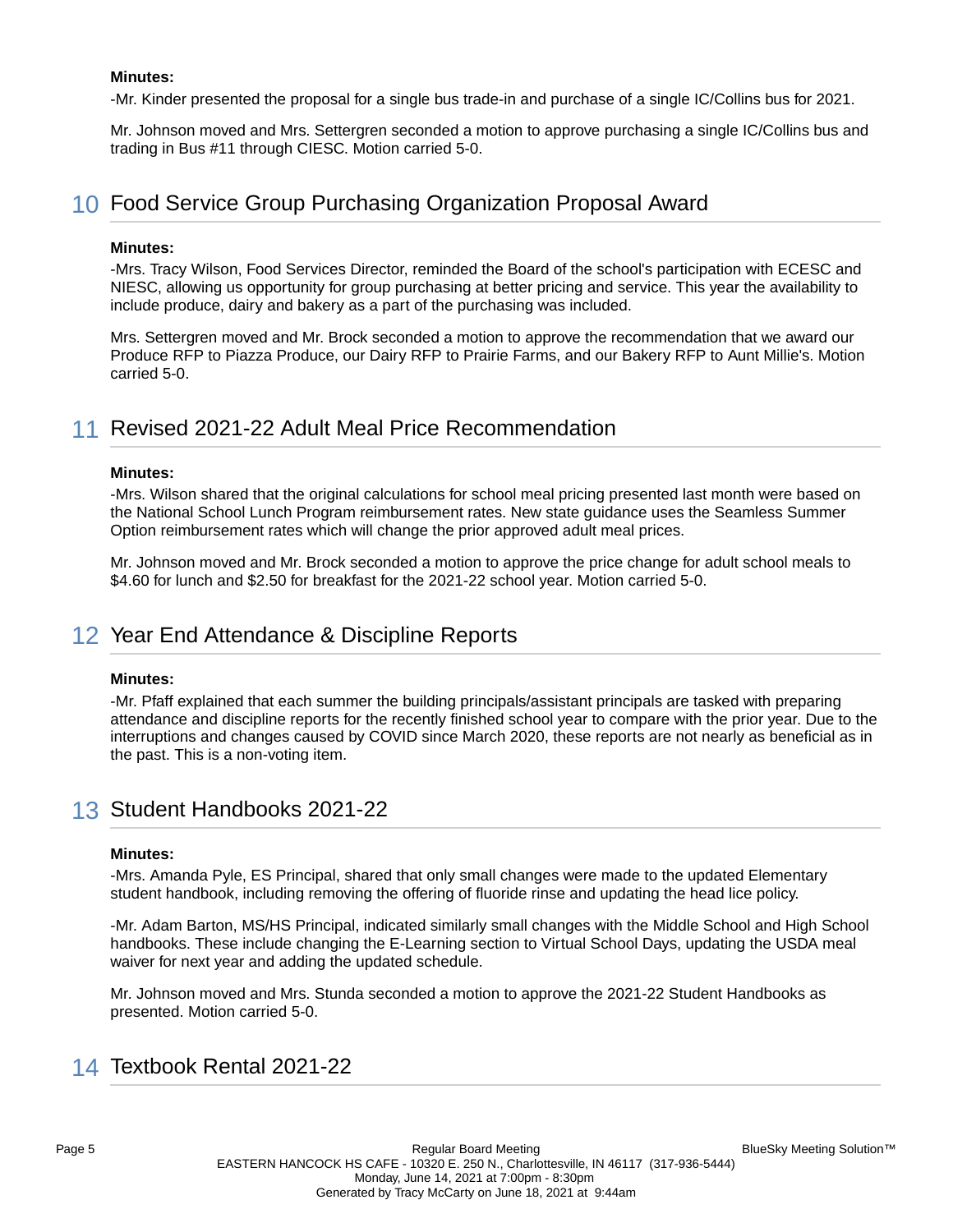**Minutes:**

-Mr. Kinder presented the proposal for a single bus trade-in and purchase of a single IC/Collins bus for 2021.

Mr. Johnson moved and Mrs. Settergren seconded a motion to approve purchasing a single IC/Collins bus and trading in Bus #11 through CIESC. Motion carried 5-0.

## 10 Food Service Group Purchasing Organization Proposal Award

**Minutes:**

-Mrs. Tracy Wilson, Food Services Director, reminded the Board of the school's participation with ECESC and NIESC, allowing us opportunity for group purchasing at better pricing and service. This year the availability to include produce, dairy and bakery as a part of the purchasing was included.

Mrs. Settergren moved and Mr. Brock seconded a motion to approve the recommendation that we award our Produce RFP to Piazza Produce, our Dairy RFP to Prairie Farms, and our Bakery RFP to Aunt Millie's. Motion carried 5-0.

## 11 Revised 2021-22 Adult Meal Price Recommendation

**Minutes:**

-Mrs. Wilson shared that the original calculations for school meal pricing presented last month were based on the National School Lunch Program reimbursement rates. New state guidance uses the Seamless Summer Option reimbursement rates which will change the prior approved adult meal prices.

Mr. Johnson moved and Mr. Brock seconded a motion to approve the price change for adult school meals to $4.60 for lunch and $2.50 for breakfast for the 2021-22 school year. Motion carried 5-0.

## 12 Year End Attendance & Discipline Reports

**Minutes:**

-Mr. Pfaff explained that each summer the building principals/assistant principals are tasked with preparing attendance and discipline reports for the recently finished school year to compare with the prior year. Due to the interruptions and changes caused by COVID since March 2020, these reports are not nearly as beneficial as in the past. This is a non-voting item.

## 13 Student Handbooks 2021-22

**Minutes:**

-Mrs. Amanda Pyle, ES Principal, shared that only small changes were made to the updated Elementary student handbook, including removing the offering of fluoride rinse and updating the head lice policy.

-Mr. Adam Barton, MS/HS Principal, indicated similarly small changes with the Middle School and High School handbooks. These include changing the E-Learning section to Virtual School Days, updating the USDA meal waiver for next year and adding the updated schedule.

Mr. Johnson moved and Mrs. Stunda seconded a motion to approve the 2021-22 Student Handbooks as presented. Motion carried 5-0.

## 14 Textbook Rental 2021-22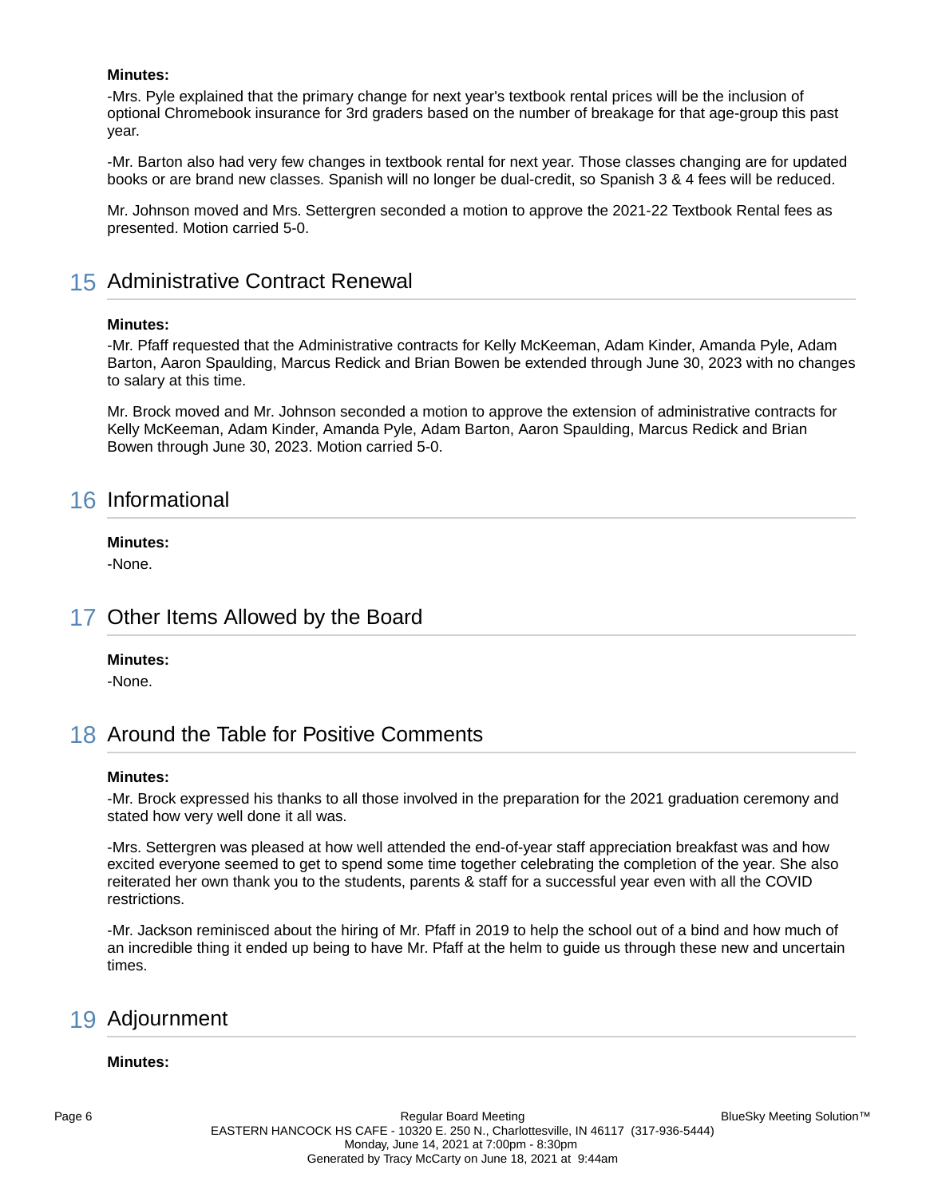**Minutes:**

-Mrs. Pyle explained that the primary change for next year's textbook rental prices will be the inclusion of optional Chromebook insurance for 3rd graders based on the number of breakage for that age-group this past year.

-Mr. Barton also had very few changes in textbook rental for next year. Those classes changing are for updated books or are brand new classes. Spanish will no longer be dual-credit, so Spanish 3 & 4 fees will be reduced.

Mr. Johnson moved and Mrs. Settergren seconded a motion to approve the 2021-22 Textbook Rental fees as presented. Motion carried 5-0.

## 15 Administrative Contract Renewal

**Minutes:**

-Mr. Pfaff requested that the Administrative contracts for Kelly McKeeman, Adam Kinder, Amanda Pyle, Adam Barton, Aaron Spaulding, Marcus Redick and Brian Bowen be extended through June 30, 2023 with no changes to salary at this time.

Mr. Brock moved and Mr. Johnson seconded a motion to approve the extension of administrative contracts for Kelly McKeeman, Adam Kinder, Amanda Pyle, Adam Barton, Aaron Spaulding, Marcus Redick and Brian Bowen through June 30, 2023. Motion carried 5-0.

## 16 Informational

**Minutes:**

-None.

## 17 Other Items Allowed by the Board

**Minutes:**

-None.

## 18 Around the Table for Positive Comments

**Minutes:**

-Mr. Brock expressed his thanks to all those involved in the preparation for the 2021 graduation ceremony and stated how very well done it all was.

-Mrs. Settergren was pleased at how well attended the end-of-year staff appreciation breakfast was and how excited everyone seemed to get to spend some time together celebrating the completion of the year. She also reiterated her own thank you to the students, parents & staff for a successful year even with all the COVID restrictions.

-Mr. Jackson reminisced about the hiring of Mr. Pfaff in 2019 to help the school out of a bind and how much of an incredible thing it ended up being to have Mr. Pfaff at the helm to guide us through these new and uncertain times.

## 19 Adjournment

**Minutes:**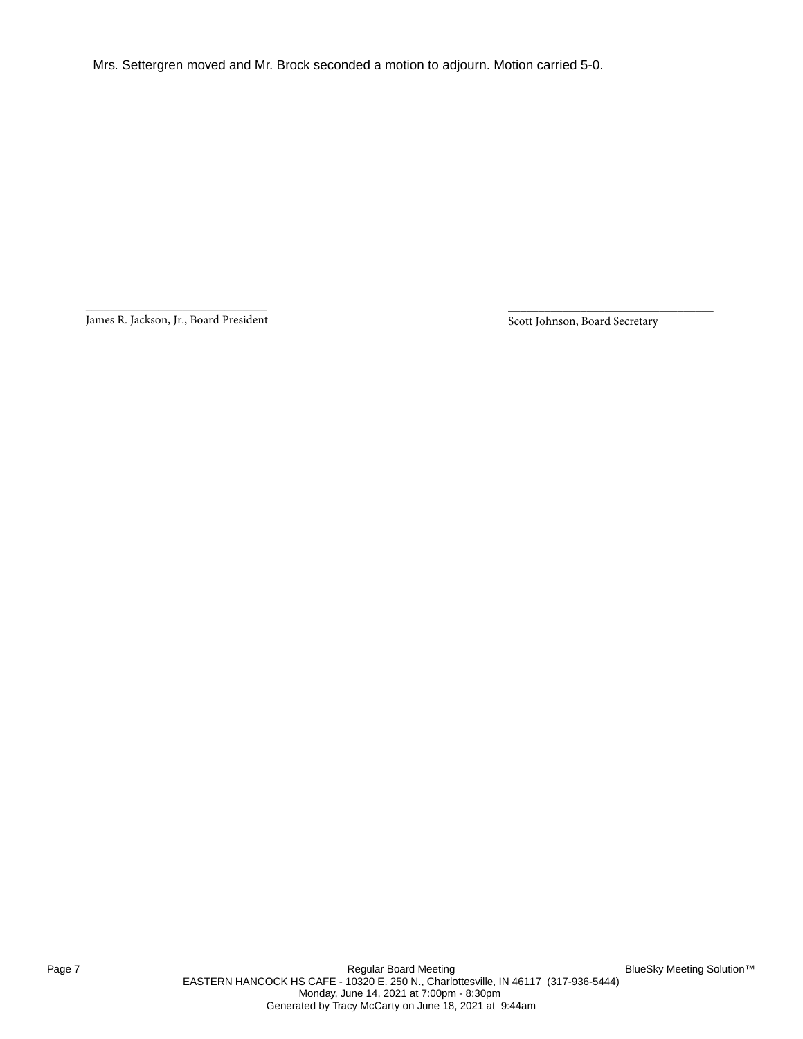Mrs. Settergren moved and Mr. Brock seconded a motion to adjourn. Motion carried 5-0.

______________________________
James R. Jackson, Jr., Board President

______________________________
Scott Johnson, Board Secretary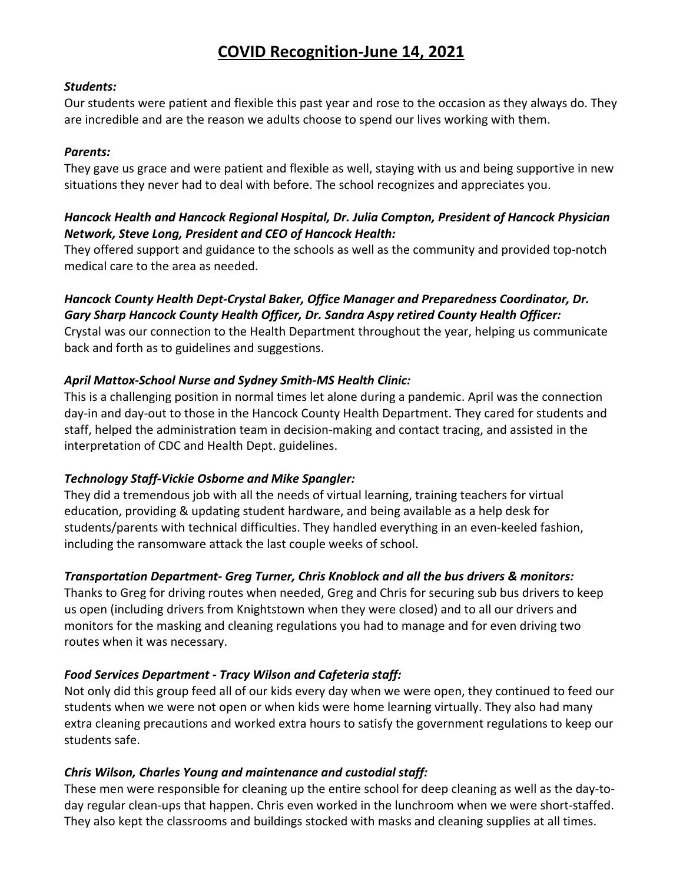# COVID Recognition-June 14, 2021

***Students:***

Our students were patient and flexible this past year and rose to the occasion as they always do. They are incredible and are the reason we adults choose to spend our lives working with them.

***Parents:***

They gave us grace and were patient and flexible as well, staying with us and being supportive in new situations they never had to deal with before. The school recognizes and appreciates you.

***Hancock Health and Hancock Regional Hospital, Dr. Julia Compton, President of Hancock Physician Network, Steve Long, President and CEO of Hancock Health:***

They offered support and guidance to the schools as well as the community and provided top-notch medical care to the area as needed.

***Hancock County Health Dept-Crystal Baker, Office Manager and Preparedness Coordinator, Dr. Gary Sharp Hancock County Health Officer, Dr. Sandra Aspy retired County Health Officer:***

Crystal was our connection to the Health Department throughout the year, helping us communicate back and forth as to guidelines and suggestions.

***April Mattox-School Nurse and Sydney Smith-MS Health Clinic:***

This is a challenging position in normal times let alone during a pandemic. April was the connection day-in and day-out to those in the Hancock County Health Department. They cared for students and staff, helped the administration team in decision-making and contact tracing, and assisted in the interpretation of CDC and Health Dept. guidelines.

***Technology Staff-Vickie Osborne and Mike Spangler:***

They did a tremendous job with all the needs of virtual learning, training teachers for virtual education, providing & updating student hardware, and being available as a help desk for students/parents with technical difficulties. They handled everything in an even-keeled fashion, including the ransomware attack the last couple weeks of school.

***Transportation Department- Greg Turner, Chris Knoblock and all the bus drivers & monitors:***

Thanks to Greg for driving routes when needed, Greg and Chris for securing sub bus drivers to keep us open (including drivers from Knightstown when they were closed) and to all our drivers and monitors for the masking and cleaning regulations you had to manage and for even driving two routes when it was necessary.

***Food Services Department - Tracy Wilson and Cafeteria staff:***

Not only did this group feed all of our kids every day when we were open, they continued to feed our students when we were not open or when kids were home learning virtually. They also had many extra cleaning precautions and worked extra hours to satisfy the government regulations to keep our students safe.

***Chris Wilson, Charles Young and maintenance and custodial staff:***

These men were responsible for cleaning up the entire school for deep cleaning as well as the day-to-day regular clean-ups that happen. Chris even worked in the lunchroom when we were short-staffed. They also kept the classrooms and buildings stocked with masks and cleaning supplies at all times.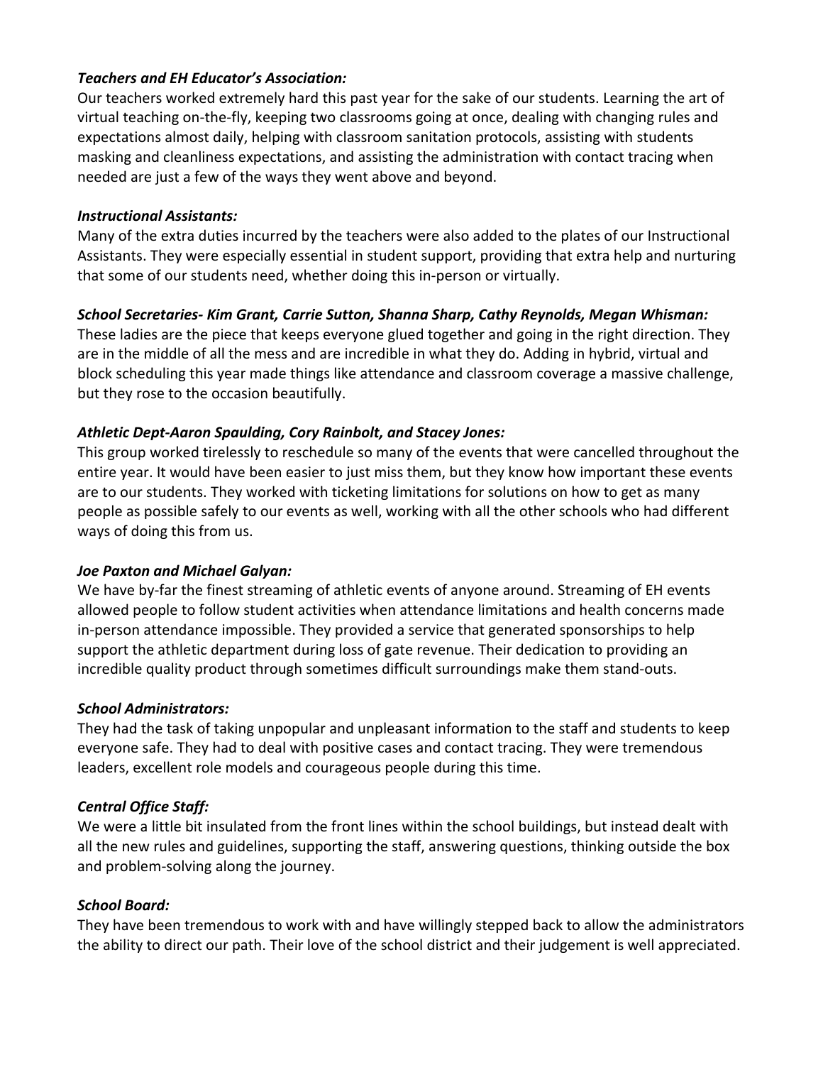***Teachers and EH Educator's Association:***
Our teachers worked extremely hard this past year for the sake of our students. Learning the art of virtual teaching on-the-fly, keeping two classrooms going at once, dealing with changing rules and expectations almost daily, helping with classroom sanitation protocols, assisting with students masking and cleanliness expectations, and assisting the administration with contact tracing when needed are just a few of the ways they went above and beyond.

***Instructional Assistants:***
Many of the extra duties incurred by the teachers were also added to the plates of our Instructional Assistants. They were especially essential in student support, providing that extra help and nurturing that some of our students need, whether doing this in-person or virtually.

***School Secretaries- Kim Grant, Carrie Sutton, Shanna Sharp, Cathy Reynolds, Megan Whisman:***
These ladies are the piece that keeps everyone glued together and going in the right direction. They are in the middle of all the mess and are incredible in what they do. Adding in hybrid, virtual and block scheduling this year made things like attendance and classroom coverage a massive challenge, but they rose to the occasion beautifully.

***Athletic Dept-Aaron Spaulding, Cory Rainbolt, and Stacey Jones:***
This group worked tirelessly to reschedule so many of the events that were cancelled throughout the entire year. It would have been easier to just miss them, but they know how important these events are to our students. They worked with ticketing limitations for solutions on how to get as many people as possible safely to our events as well, working with all the other schools who had different ways of doing this from us.

***Joe Paxton and Michael Galyan:***
We have by-far the finest streaming of athletic events of anyone around. Streaming of EH events allowed people to follow student activities when attendance limitations and health concerns made in-person attendance impossible. They provided a service that generated sponsorships to help support the athletic department during loss of gate revenue. Their dedication to providing an incredible quality product through sometimes difficult surroundings make them stand-outs.

***School Administrators:***
They had the task of taking unpopular and unpleasant information to the staff and students to keep everyone safe. They had to deal with positive cases and contact tracing. They were tremendous leaders, excellent role models and courageous people during this time.

***Central Office Staff:***
We were a little bit insulated from the front lines within the school buildings, but instead dealt with all the new rules and guidelines, supporting the staff, answering questions, thinking outside the box and problem-solving along the journey.

***School Board:***
They have been tremendous to work with and have willingly stepped back to allow the administrators the ability to direct our path. Their love of the school district and their judgement is well appreciated.